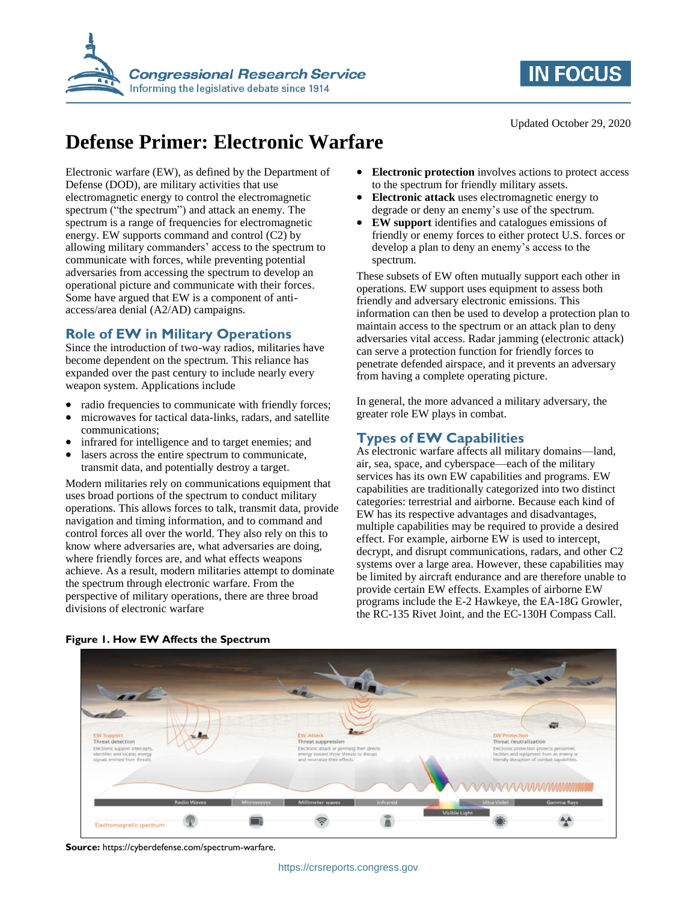Updated October 29, 2020

# Defense Primer: Electronic Warfare

Electronic warfare (EW), as defined by the Department of Defense (DOD), are military activities that use electromagnetic energy to control the electromagnetic spectrum ("the spectrum") and attack an enemy. The spectrum is a range of frequencies for electromagnetic energy. EW supports command and control (C2) by allowing military commanders' access to the spectrum to communicate with forces, while preventing potential adversaries from accessing the spectrum to develop an operational picture and communicate with their forces. Some have argued that EW is a component of anti-access/area denial (A2/AD) campaigns.

## Role of EW in Military Operations

Since the introduction of two-way radios, militaries have become dependent on the spectrum. This reliance has expanded over the past century to include nearly every weapon system. Applications include

- radio frequencies to communicate with friendly forces;
- microwaves for tactical data-links, radars, and satellite communications;
- infrared for intelligence and to target enemies; and
- lasers across the entire spectrum to communicate, transmit data, and potentially destroy a target.

Modern militaries rely on communications equipment that uses broad portions of the spectrum to conduct military operations. This allows forces to talk, transmit data, provide navigation and timing information, and to command and control forces all over the world. They also rely on this to know where adversaries are, what adversaries are doing, where friendly forces are, and what effects weapons achieve. As a result, modern militaries attempt to dominate the spectrum through electronic warfare. From the perspective of military operations, there are three broad divisions of electronic warfare

- **Electronic protection** involves actions to protect access to the spectrum for friendly military assets.
- **Electronic attack** uses electromagnetic energy to degrade or deny an enemy's use of the spectrum.
- **EW support** identifies and catalogues emissions of friendly or enemy forces to either protect U.S. forces or develop a plan to deny an enemy's access to the spectrum.

These subsets of EW often mutually support each other in operations. EW support uses equipment to assess both friendly and adversary electronic emissions. This information can then be used to develop a protection plan to maintain access to the spectrum or an attack plan to deny adversaries vital access. Radar jamming (electronic attack) can serve a protection function for friendly forces to penetrate defended airspace, and it prevents an adversary from having a complete operating picture.

In general, the more advanced a military adversary, the greater role EW plays in combat.

## Types of EW Capabilities

As electronic warfare affects all military domains—land, air, sea, space, and cyberspace—each of the military services has its own EW capabilities and programs. EW capabilities are traditionally categorized into two distinct categories: terrestrial and airborne. Because each kind of EW has its respective advantages and disadvantages, multiple capabilities may be required to provide a desired effect. For example, airborne EW is used to intercept, decrypt, and disrupt communications, radars, and other C2 systems over a large area. However, these capabilities may be limited by aircraft endurance and are therefore unable to provide certain EW effects. Examples of airborne EW programs include the E-2 Hawkeye, the EA-18G Growler, the RC-135 Rivet Joint, and the EC-130H Compass Call.

**Figure 1. How EW Affects the Spectrum**

**Source:** https://cyberdefense.com/spectrum-warfare.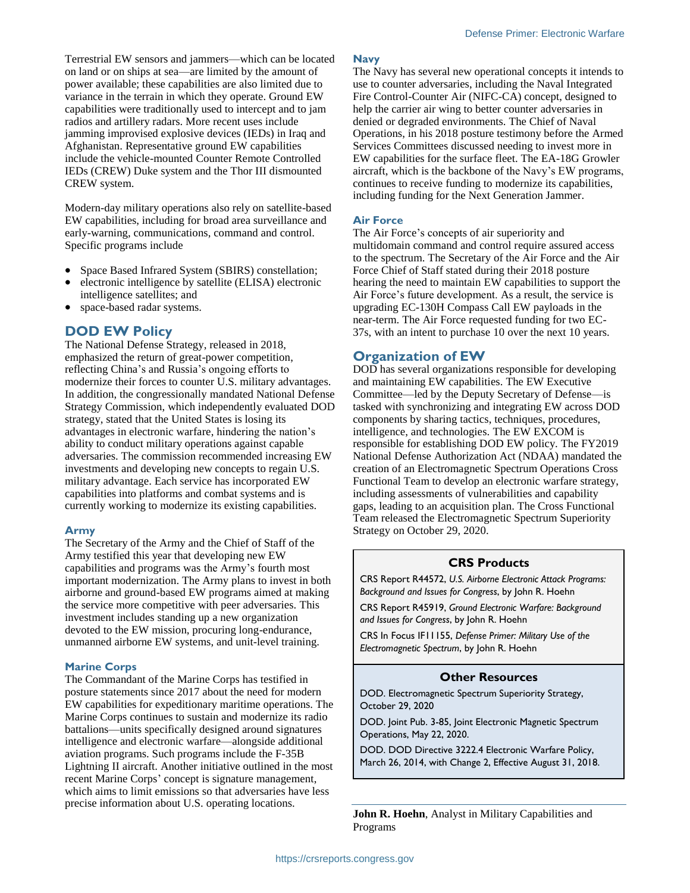Terrestrial EW sensors and jammers—which can be located on land or on ships at sea—are limited by the amount of power available; these capabilities are also limited due to variance in the terrain in which they operate. Ground EW capabilities were traditionally used to intercept and to jam radios and artillery radars. More recent uses include jamming improvised explosive devices (IEDs) in Iraq and Afghanistan. Representative ground EW capabilities include the vehicle-mounted Counter Remote Controlled IEDs (CREW) Duke system and the Thor III dismounted CREW system.

Modern-day military operations also rely on satellite-based EW capabilities, including for broad area surveillance and early-warning, communications, command and control. Specific programs include

- Space Based Infrared System (SBIRS) constellation;
- electronic intelligence by satellite (ELISA) electronic intelligence satellites; and
- space-based radar systems.

## DOD EW Policy

The National Defense Strategy, released in 2018, emphasized the return of great-power competition, reflecting China's and Russia's ongoing efforts to modernize their forces to counter U.S. military advantages. In addition, the congressionally mandated National Defense Strategy Commission, which independently evaluated DOD strategy, stated that the United States is losing its advantages in electronic warfare, hindering the nation's ability to conduct military operations against capable adversaries. The commission recommended increasing EW investments and developing new concepts to regain U.S. military advantage. Each service has incorporated EW capabilities into platforms and combat systems and is currently working to modernize its existing capabilities.

### Army

The Secretary of the Army and the Chief of Staff of the Army testified this year that developing new EW capabilities and programs was the Army's fourth most important modernization. The Army plans to invest in both airborne and ground-based EW programs aimed at making the service more competitive with peer adversaries. This investment includes standing up a new organization devoted to the EW mission, procuring long-endurance, unmanned airborne EW systems, and unit-level training.

### Marine Corps

The Commandant of the Marine Corps has testified in posture statements since 2017 about the need for modern EW capabilities for expeditionary maritime operations. The Marine Corps continues to sustain and modernize its radio battalions—units specifically designed around signatures intelligence and electronic warfare—alongside additional aviation programs. Such programs include the F-35B Lightning II aircraft. Another initiative outlined in the most recent Marine Corps' concept is signature management, which aims to limit emissions so that adversaries have less precise information about U.S. operating locations.

### Navy

The Navy has several new operational concepts it intends to use to counter adversaries, including the Naval Integrated Fire Control-Counter Air (NIFC-CA) concept, designed to help the carrier air wing to better counter adversaries in denied or degraded environments. The Chief of Naval Operations, in his 2018 posture testimony before the Armed Services Committees discussed needing to invest more in EW capabilities for the surface fleet. The EA-18G Growler aircraft, which is the backbone of the Navy's EW programs, continues to receive funding to modernize its capabilities, including funding for the Next Generation Jammer.

### Air Force

The Air Force's concepts of air superiority and multidomain command and control require assured access to the spectrum. The Secretary of the Air Force and the Air Force Chief of Staff stated during their 2018 posture hearing the need to maintain EW capabilities to support the Air Force's future development. As a result, the service is upgrading EC-130H Compass Call EW payloads in the near-term. The Air Force requested funding for two EC-37s, with an intent to purchase 10 over the next 10 years.

## Organization of EW

DOD has several organizations responsible for developing and maintaining EW capabilities. The EW Executive Committee—led by the Deputy Secretary of Defense—is tasked with synchronizing and integrating EW across DOD components by sharing tactics, techniques, procedures, intelligence, and technologies. The EW EXCOM is responsible for establishing DOD EW policy. The FY2019 National Defense Authorization Act (NDAA) mandated the creation of an Electromagnetic Spectrum Operations Cross Functional Team to develop an electronic warfare strategy, including assessments of vulnerabilities and capability gaps, leading to an acquisition plan. The Cross Functional Team released the Electromagnetic Spectrum Superiority Strategy on October 29, 2020.

### CRS Products

CRS Report R44572, *U.S. Airborne Electronic Attack Programs: Background and Issues for Congress*, by John R. Hoehn

CRS Report R45919, *Ground Electronic Warfare: Background and Issues for Congress*, by John R. Hoehn

CRS In Focus IF11155, *Defense Primer: Military Use of the Electromagnetic Spectrum*, by John R. Hoehn

### Other Resources

DOD. Electromagnetic Spectrum Superiority Strategy, October 29, 2020

DOD. Joint Pub. 3-85, Joint Electronic Magnetic Spectrum Operations, May 22, 2020.

DOD. DOD Directive 3222.4 Electronic Warfare Policy, March 26, 2014, with Change 2, Effective August 31, 2018.

**John R. Hoehn**, Analyst in Military Capabilities and Programs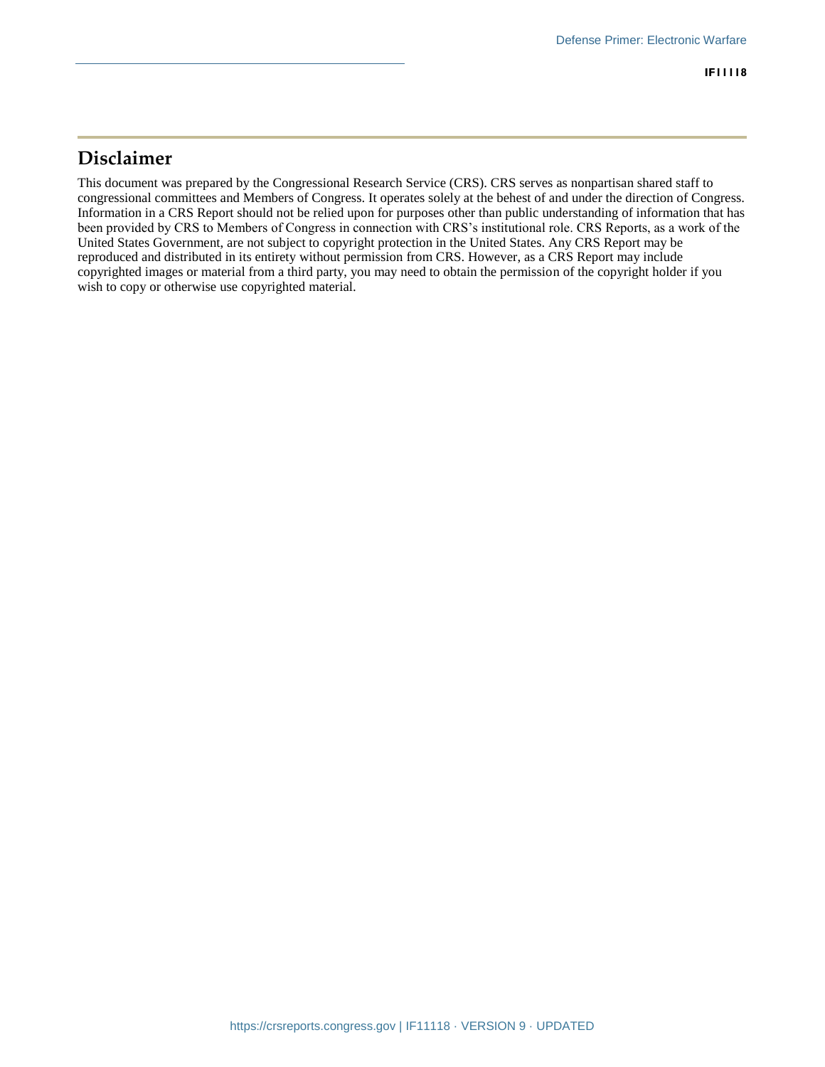## Disclaimer

This document was prepared by the Congressional Research Service (CRS). CRS serves as nonpartisan shared staff to congressional committees and Members of Congress. It operates solely at the behest of and under the direction of Congress. Information in a CRS Report should not be relied upon for purposes other than public understanding of information that has been provided by CRS to Members of Congress in connection with CRS's institutional role. CRS Reports, as a work of the United States Government, are not subject to copyright protection in the United States. Any CRS Report may be reproduced and distributed in its entirety without permission from CRS. However, as a CRS Report may include copyrighted images or material from a third party, you may need to obtain the permission of the copyright holder if you wish to copy or otherwise use copyrighted material.